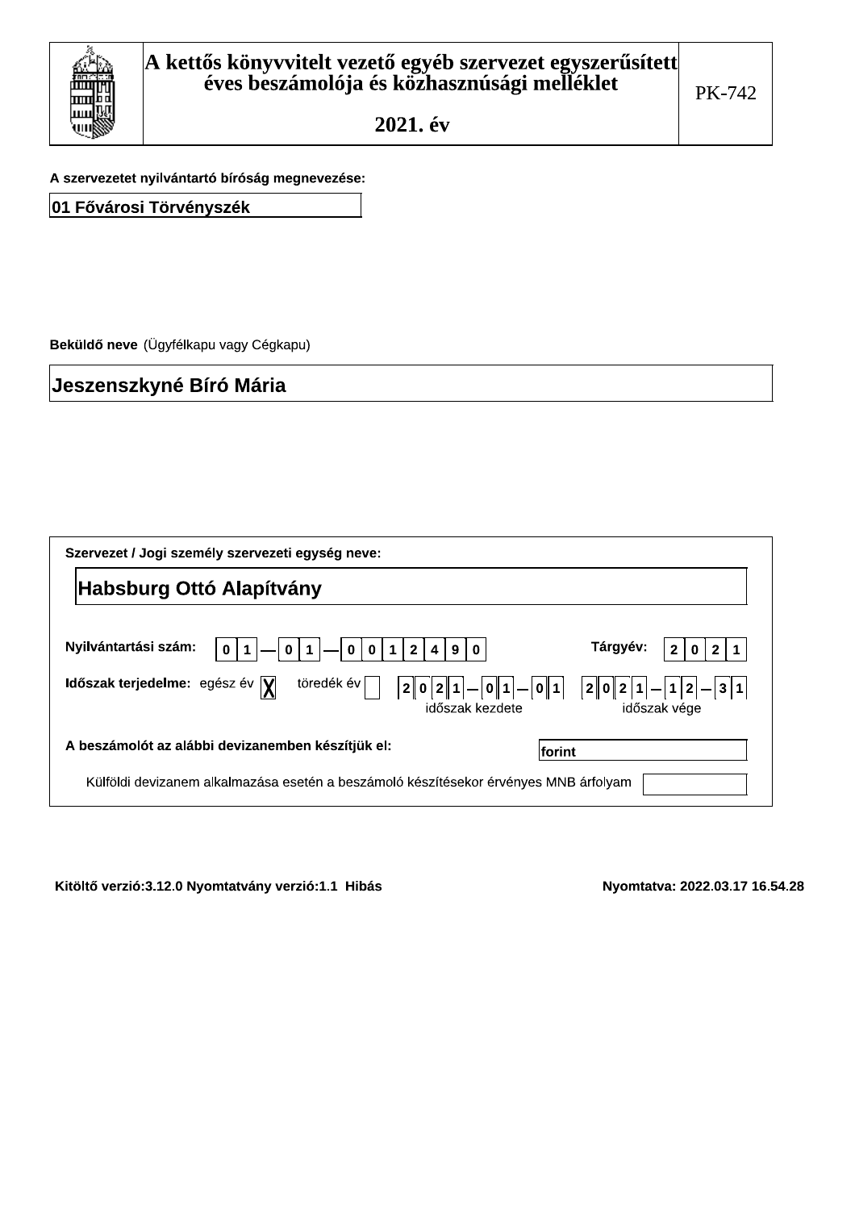# A kettős könyvvitelt vezető egyéb szervezet egyszerűsített éves beszámolója és közhasznúsági melléklet

## 2021. év

PK-742

**A szervezetet nyilvántartó bíróság megnevezése:**

01 Fővárosi Törvényszék

**Beküldő neve** (Ügyfélkapu vagy Cégkapu)

Jeszenszkyné Bíró Mária

**Szervezet / Jogi személy szervezeti egység neve:**

Habsburg Ottó Alapítvány

**Nyilvántartási szám:** 01 — 01 — 0012490

**Tárgyév:** 2021

**Időszak terjedelme:** egész év [X] töredék év [ ]

2021 — 01 — 01 (időszak kezdete) 2021 — 12 — 31 (időszak vége)

**A beszámolót az alábbi devizanemben készítjük el:** forint

Külföldi devizanem alkalmazása esetén a beszámoló készítésekor érvényes MNB árfolyam

Kitöltő verzió:3.12.0 Nyomtatvány verzió:1.1 Hibás

Nyomtatva: 2022.03.17 16.54.28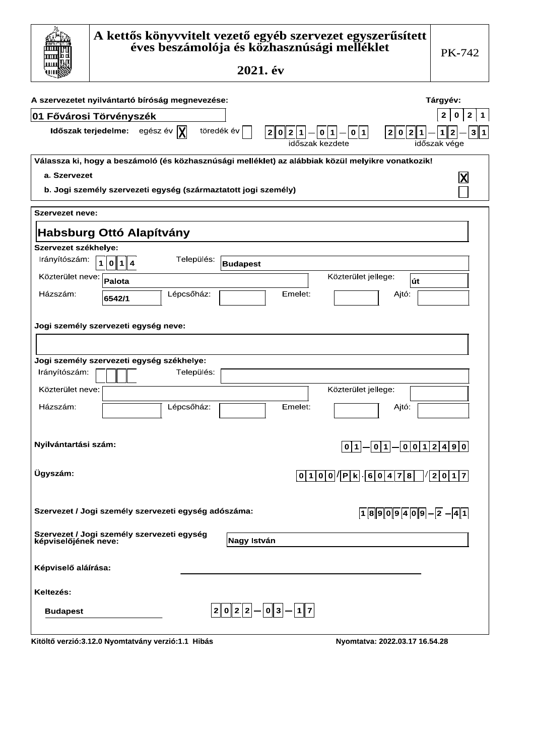# A kettős könyvvitelt vezető egyéb szervezet egyszerűsített éves beszámolója és közhasznúsági melléklet

## 2021. év

PK-742

**A szervezetet nyilvántartó bíróság megnevezése:** 01 Fővárosi Törvényszék

**Tárgyév:** 2021

**Időszak terjedelme:** egész év [X] töredék év [ ]

időszak kezdete: 2021-01-01 időszak vége: 2021-12-31

**Válassza ki, hogy a beszámoló (és közhasznúsági melléklet) az alábbiak közül melyikre vonatkozik!**

a. Szervezet [X]

b. Jogi személy szervezeti egység (származtatott jogi személy) [ ]

**Szervezet neve:**

**Habsburg Ottó Alapítvány**

**Szervezet székhelye:**

| Irányítószám: | 1014 | Település: | Budapest |
|---|---|---|---|
| Közterület neve: | Palota | Közterület jellege: | út |
| Házszám: | 6542/1 | Lépcsőház: | |
| Emelet: | | Ajtó: | |

**Jogi személy szervezeti egység neve:**

**Jogi személy szervezeti egység székhelye:**

| Irányítószám: | | Település: | |
|---|---|---|---|
| Közterület neve: | | Közterület jellege: | |
| Házszám: | | Lépcsőház: | |
| Emelet: | | Ajtó: | |

**Nyilvántartási szám:** 01-01-0012490

**Ügyszám:** 0100/Pk.60478/2017

**Szervezet / Jogi személy szervezeti egység adószáma:** 18909409-2-41

**Szervezet / Jogi személy szervezeti egység képviselőjének neve:** Nagy István

**Képviselő aláírása:** ____________________

**Keltezés:**

Budapest 2022-03-17

Kitöltő verzió:3.12.0 Nyomtatvány verzió:1.1 Hibás

Nyomtatva: 2022.03.17 16.54.28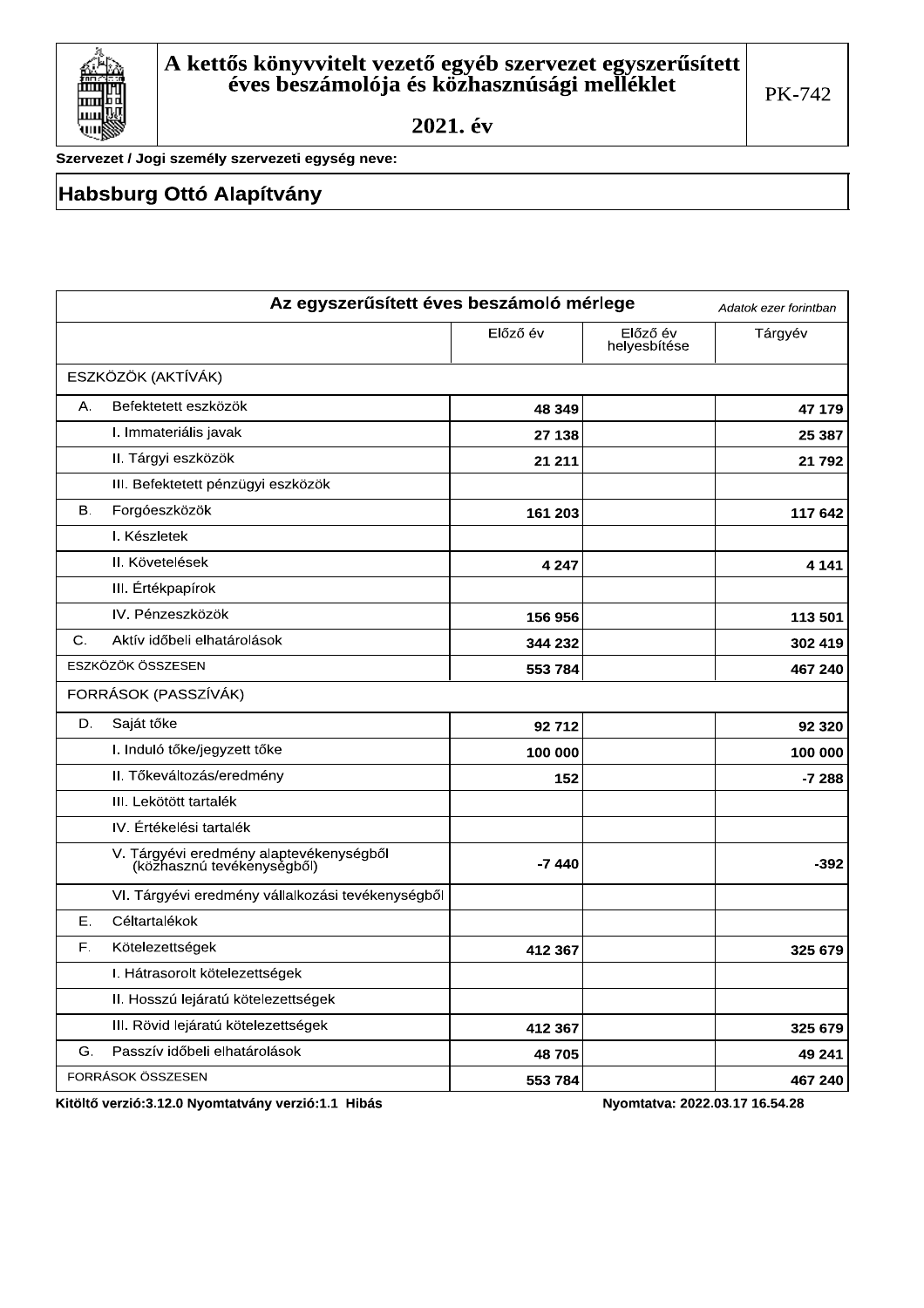# A kettős könyvvitelt vezető egyéb szervezet egyszerűsített éves beszámolója és közhasznúsági melléklet

**2021. év**

PK-742

**Szervezet / Jogi személy szervezeti egység neve:**

**Habsburg Ottó Alapítvány**

## Az egyszerűsített éves beszámoló mérlege

*Adatok ezer forintban*

| | Előző év | Előző év helyesbítése | Tárgyév |
|---|---|---|---|
| ESZKÖZÖK (AKTÍVÁK) | | | |
| A. Befektetett eszközök | 48 349 | | 47 179 |
| I. Immateriális javak | 27 138 | | 25 387 |
| II. Tárgyi eszközök | 21 211 | | 21 792 |
| III. Befektetett pénzügyi eszközök | | | |
| B. Forgóeszközök | 161 203 | | 117 642 |
| I. Készletek | | | |
| II. Követelések | 4 247 | | 4 141 |
| III. Értékpapírok | | | |
| IV. Pénzeszközök | 156 956 | | 113 501 |
| C. Aktív időbeli elhatárolások | 344 232 | | 302 419 |
| ESZKÖZÖK ÖSSZESEN | 553 784 | | 467 240 |
| FORRÁSOK (PASSZÍVÁK) | | | |
| D. Saját tőke | 92 712 | | 92 320 |
| I. Induló tőke/jegyzett tőke | 100 000 | | 100 000 |
| II. Tőkeváltozás/eredmény | 152 | | -7 288 |
| III. Lekötött tartalék | | | |
| IV. Értékelési tartalék | | | |
| V. Tárgyévi eredmény alaptevékenységből (közhasznú tevékenységből) | -7 440 | | -392 |
| VI. Tárgyévi eredmény vállalkozási tevékenységből | | | |
| E. Céltartalékok | | | |
| F. Kötelezettségek | 412 367 | | 325 679 |
| I. Hátrasorolt kötelezettségek | | | |
| II. Hosszú lejáratú kötelezettségek | | | |
| III. Rövid lejáratú kötelezettségek | 412 367 | | 325 679 |
| G. Passzív időbeli elhatárolások | 48 705 | | 49 241 |
| FORRÁSOK ÖSSZESEN | 553 784 | | 467 240 |

**Kitöltő verzió:3.12.0 Nyomtatvány verzió:1.1 Hibás** **Nyomtatva: 2022.03.17 16.54.28**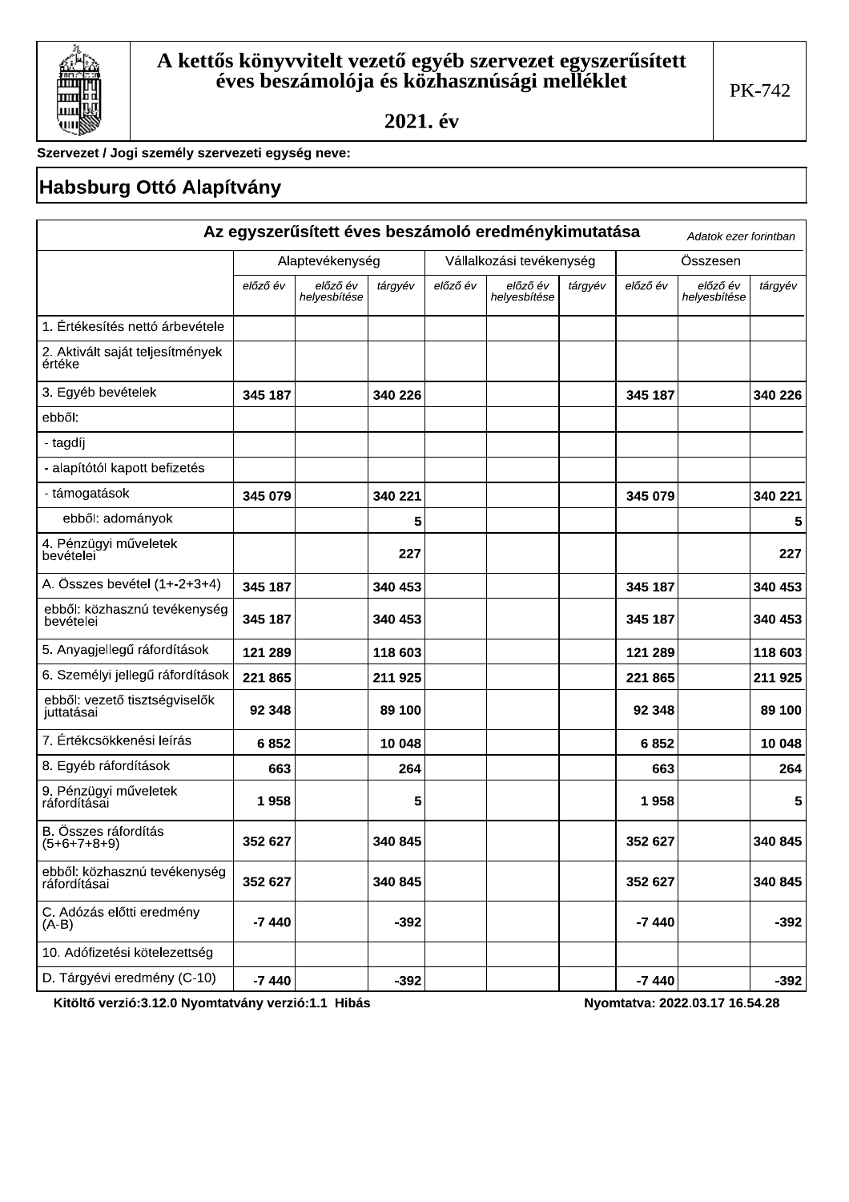# A kettős könyvvitelt vezető egyéb szervezet egyszerűsített éves beszámolója és közhasznúsági melléklet

## 2021. év

PK-742

**Szervezet / Jogi személy szervezeti egység neve:**

## Habsburg Ottó Alapítvány

### Az egyszerűsített éves beszámoló eredménykimutatása

*Adatok ezer forintban*

| | Alaptevékenység | | | Vállalkozási tevékenység | | | Összesen | | |
|---|---|---|---|---|---|---|---|---|---|
| | *előző év* | *előző év helyesbítése* | *tárgyév* | *előző év* | *előző év helyesbítése* | *tárgyév* | *előző év* | *előző év helyesbítése* | *tárgyév* |
| 1. Értékesítés nettó árbevétele | | | | | | | | | |
| 2. Aktivált saját teljesítmények értéke | | | | | | | | | |
| 3. Egyéb bevételek | 345 187 | | 340 226 | | | | 345 187 | | 340 226 |
| ebből: | | | | | | | | | |
| - tagdíj | | | | | | | | | |
| - alapítótól kapott befizetés | | | | | | | | | |
| - támogatások | 345 079 | | 340 221 | | | | 345 079 | | 340 221 |
| ebből: adományok | | | 5 | | | | | | 5 |
| 4. Pénzügyi műveletek bevételei | | | 227 | | | | | | 227 |
| A. Összes bevétel (1+-2+3+4) | 345 187 | | 340 453 | | | | 345 187 | | 340 453 |
| ebből: közhasznú tevékenység bevételei | 345 187 | | 340 453 | | | | 345 187 | | 340 453 |
| 5. Anyagjellegű ráfordítások | 121 289 | | 118 603 | | | | 121 289 | | 118 603 |
| 6. Személyi jellegű ráfordítások | 221 865 | | 211 925 | | | | 221 865 | | 211 925 |
| ebből: vezető tisztségviselők juttatásai | 92 348 | | 89 100 | | | | 92 348 | | 89 100 |
| 7. Értékcsökkenési leírás | 6 852 | | 10 048 | | | | 6 852 | | 10 048 |
| 8. Egyéb ráfordítások | 663 | | 264 | | | | 663 | | 264 |
| 9. Pénzügyi műveletek ráfordításai | 1 958 | | 5 | | | | 1 958 | | 5 |
| B. Összes ráfordítás (5+6+7+8+9) | 352 627 | | 340 845 | | | | 352 627 | | 340 845 |
| ebből: közhasznú tevékenység ráfordításai | 352 627 | | 340 845 | | | | 352 627 | | 340 845 |
| C. Adózás előtti eredmény (A-B) | -7 440 | | -392 | | | | -7 440 | | -392 |
| 10. Adófizetési kötelezettség | | | | | | | | | |
| D. Tárgyévi eredmény (C-10) | -7 440 | | -392 | | | | -7 440 | | -392 |

**Kitöltő verzió:3.12.0 Nyomtatvány verzió:1.1 Hibás** **Nyomtatva: 2022.03.17 16.54.28**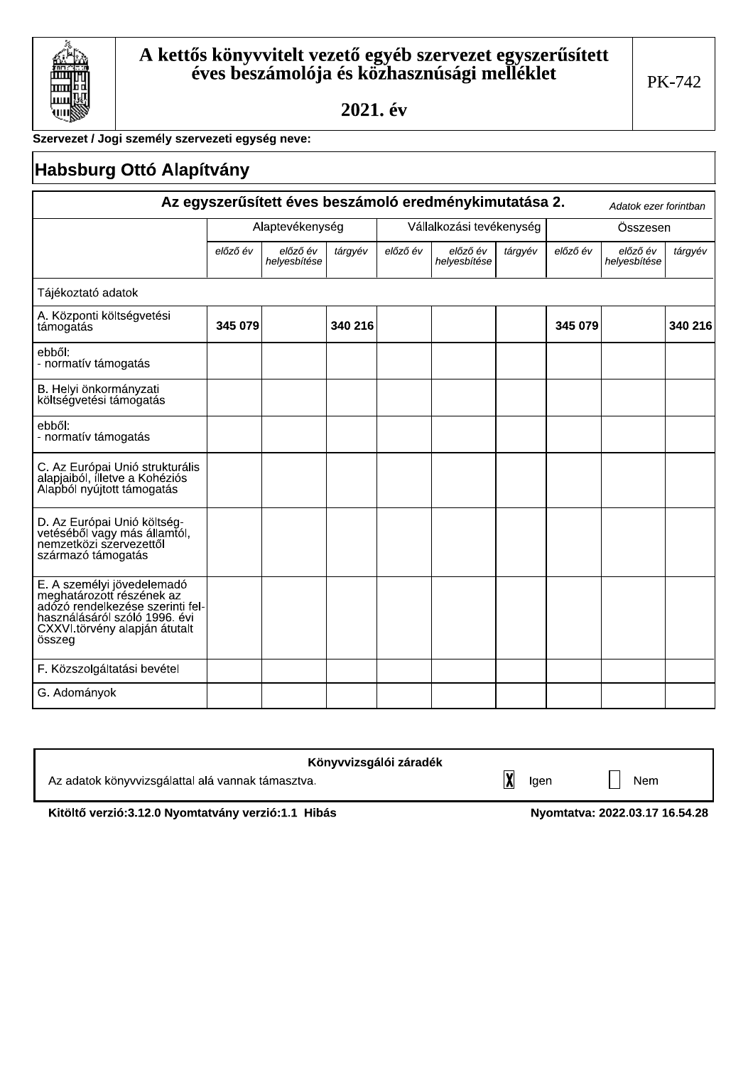# A kettős könyvvitelt vezető egyéb szervezet egyszerűsített éves beszámolója és közhasznúsági melléklet

## 2021. év

PK-742

**Szervezet / Jogi személy szervezeti egység neve:**

## Habsburg Ottó Alapítvány

### Az egyszerűsített éves beszámoló eredménykimutatása 2.

*Adatok ezer forintban*

| | Alaptevékenység | | | Vállalkozási tevékenység | | | Összesen | | |
|---|---|---|---|---|---|---|---|---|---|
| | *előző év* | *előző év helyesbítése* | *tárgyév* | *előző év* | *előző év helyesbítése* | *tárgyév* | *előző év* | *előző év helyesbítése* | *tárgyév* |
| Tájékoztató adatok | | | | | | | | | |
| A. Központi költségvetési támogatás | 345 079 | | 340 216 | | | | 345 079 | | 340 216 |
| ebből: - normatív támogatás | | | | | | | | | |
| B. Helyi önkormányzati költségvetési támogatás | | | | | | | | | |
| ebből: - normatív támogatás | | | | | | | | | |
| C. Az Európai Unió strukturális alapjaiból, illetve a Kohéziós Alapból nyújtott támogatás | | | | | | | | | |
| D. Az Európai Unió költségvetéséből vagy más államtól, nemzetközi szervezettől származó támogatás | | | | | | | | | |
| E. A személyi jövedelemadó meghatározott részének az adózó rendelkezése szerinti felhasználásáról szóló 1996. évi CXXVI.törvény alapján átutalt összeg | | | | | | | | | |
| F. Közszolgáltatási bevétel | | | | | | | | | |
| G. Adományok | | | | | | | | | |

**Könyvvizsgálói záradék**

Az adatok könyvvizsgálattal alá vannak támasztva. [X] Igen [ ] Nem

**Kitöltő verzió:3.12.0 Nyomtatvány verzió:1.1 Hibás** **Nyomtatva: 2022.03.17 16.54.28**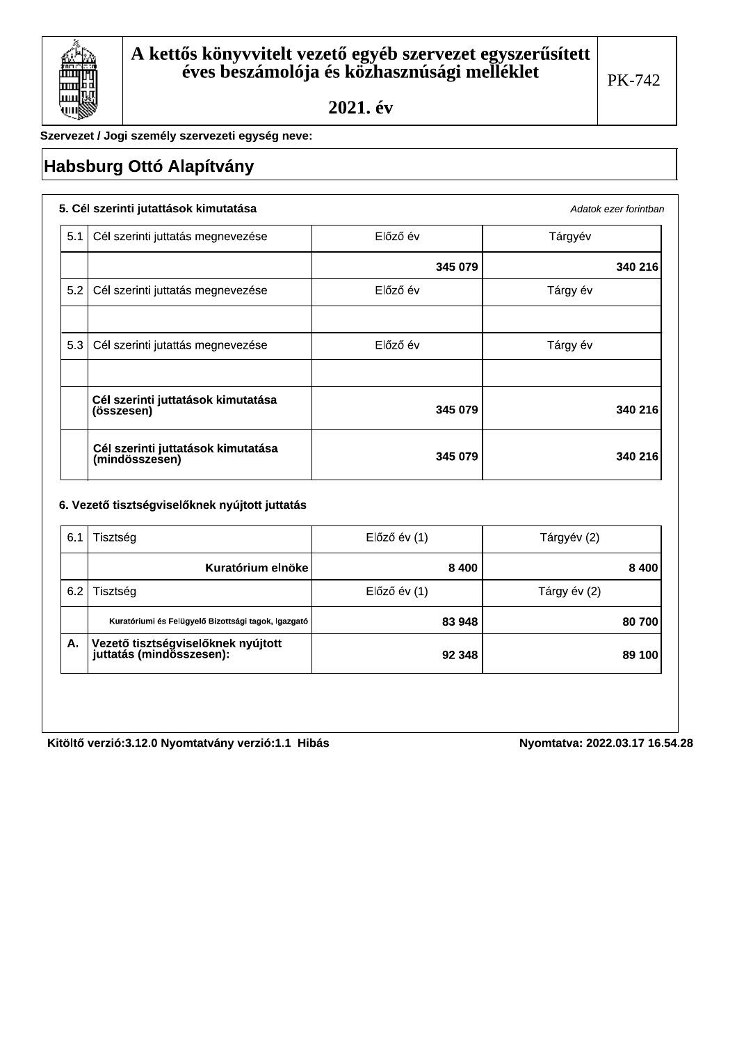# A kettős könyvvitelt vezető egyéb szervezet egyszerűsített éves beszámolója és közhasznúsági melléklet

## 2021. év

PK-742

**Szervezet / Jogi személy szervezeti egység neve:**

## Habsburg Ottó Alapítvány

### 5. Cél szerinti juttatások kimutatása

*Adatok ezer forintban*

| 5.1 | Cél szerinti juttatás megnevezése | Előző év | Tárgyév |
|---|---|---|---|
| | | 345 079 | 340 216 |
| 5.2 | Cél szerinti juttatás megnevezése | Előző év | Tárgy év |
| | | | |
| 5.3 | Cél szerinti juttatás megnevezése | Előző év | Tárgy év |
| | | | |
| | **Cél szerinti juttatások kimutatása (összesen)** | **345 079** | **340 216** |
| | **Cél szerinti juttatások kimutatása (mindösszesen)** | **345 079** | **340 216** |

### 6. Vezető tisztségviselőknek nyújtott juttatás

| 6.1 | Tisztség | Előző év (1) | Tárgyév (2) |
|---|---|---|---|
| | **Kuratórium elnöke** | **8 400** | **8 400** |
| 6.2 | Tisztség | Előző év (1) | Tárgy év (2) |
| | **Kuratóriumi és Felügyelő Bizottsági tagok, Igazgató** | **83 948** | **80 700** |
| **A.** | **Vezető tisztségviselőknek nyújtott juttatás (mindösszesen):** | **92 348** | **89 100** |

**Kitöltő verzió:3.12.0 Nyomtatvány verzió:1.1 Hibás** **Nyomtatva: 2022.03.17 16.54.28**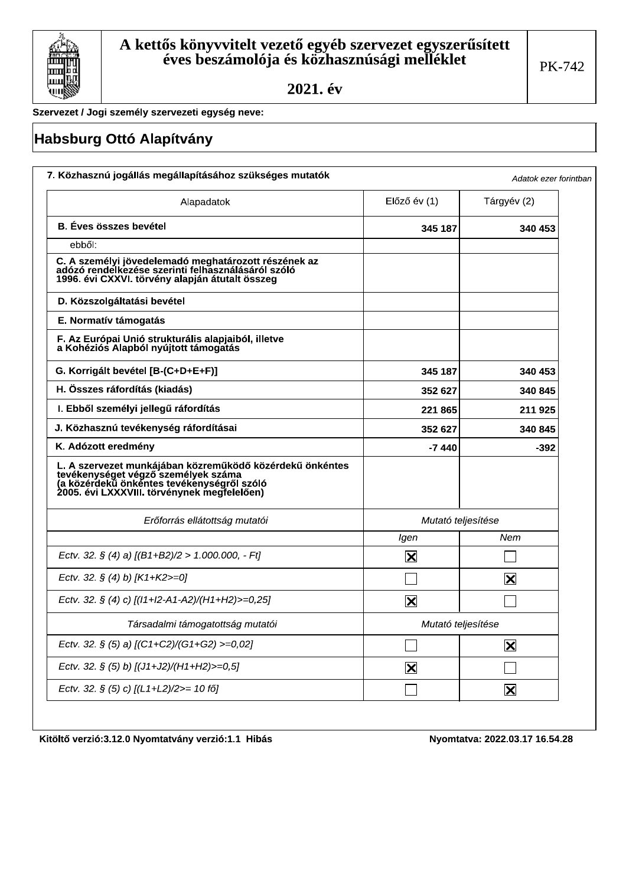# A kettős könyvvitelt vezető egyéb szervezet egyszerűsített éves beszámolója és közhasznúsági melléklet

## 2021. év

PK-742

**Szervezet / Jogi személy szervezeti egység neve:**

## Habsburg Ottó Alapítvány

### 7. Közhasznú jogállás megállapításához szükséges mutatók

*Adatok ezer forintban*

| Alapadatok | Előző év (1) | Tárgyév (2) |
|---|---|---|
| **B. Éves összes bevétel** | **345 187** | **340 453** |
| ebből: | | |
| **C. A személyi jövedelemadó meghatározott részének az adózó rendelkezése szerinti felhasználásáról szóló 1996. évi CXXVI. törvény alapján átutalt összeg** | | |
| **D. Közszolgáltatási bevétel** | | |
| **E. Normatív támogatás** | | |
| **F. Az Európai Unió strukturális alapjaiból, illetve a Kohéziós Alapból nyújtott támogatás** | | |
| **G. Korrigált bevétel [B-(C+D+E+F)]** | **345 187** | **340 453** |
| **H. Összes ráfordítás (kiadás)** | **352 627** | **340 845** |
| **I. Ebből személyi jellegű ráfordítás** | **221 865** | **211 925** |
| **J. Közhasznú tevékenység ráfordításai** | **352 627** | **340 845** |
| **K. Adózott eredmény** | **-7 440** | **-392** |
| **L. A szervezet munkájában közreműködő közérdekű önkéntes tevékenységet végző személyek száma (a közérdekű önkéntes tevékenységről szóló 2005. évi LXXXVIII. törvénynek megfelelően)** | | |

| *Erőforrás ellátottság mutatói* | *Mutató teljesítése* | |
|---|---|---|
| | *Igen* | *Nem* |
| *Ectv. 32. § (4) a) [(B1+B2)/2 > 1.000.000, - Ft]* | ☒ | ☐ |
| *Ectv. 32. § (4) b) [K1+K2>=0]* | ☐ | ☒ |
| *Ectv. 32. § (4) c) [(I1+I2-A1-A2)/(H1+H2)>=0,25]* | ☒ | ☐ |
| *Társadalmi támogatottság mutatói* | *Mutató teljesítése* | |
| *Ectv. 32. § (5) a) [(C1+C2)/(G1+G2) >=0,02]* | ☐ | ☒ |
| *Ectv. 32. § (5) b) [(J1+J2)/(H1+H2)>=0,5]* | ☒ | ☐ |
| *Ectv. 32. § (5) c) [(L1+L2)/2>= 10 fő]* | ☐ | ☒ |

**Kitöltő verzió:3.12.0 Nyomtatvány verzió:1.1 Hibás** **Nyomtatva: 2022.03.17 16.54.28**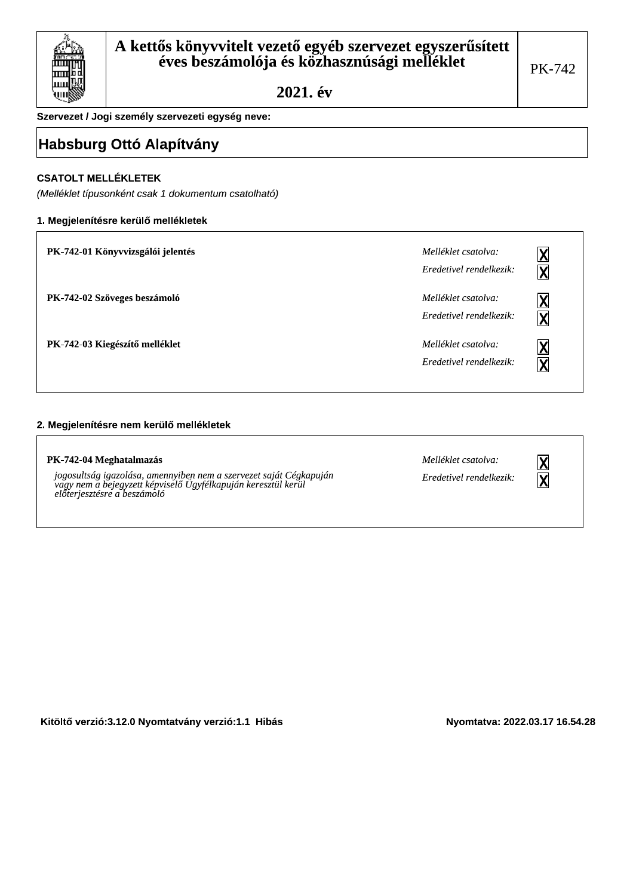# A kettős könyvvitelt vezető egyéb szervezet egyszerűsített éves beszámolója és közhasznúsági melléklet

## 2021. év

PK-742

**Szervezet / Jogi személy szervezeti egység neve:**

**Habsburg Ottó Alapítvány**

### CSATOLT MELLÉKLETEK

*(Melléklet típusonként csak 1 dokumentum csatolható)*

#### 1. Megjelenítésre kerülő mellékletek

| | | |
|---|---|---|
| **PK-742-01 Könyvvizsgálói jelentés** | *Melléklet csatolva:* | X |
| | *Eredetivel rendelkezik:* | X |
| **PK-742-02 Szöveges beszámoló** | *Melléklet csatolva:* | X |
| | *Eredetivel rendelkezik:* | X |
| **PK-742-03 Kiegészítő melléklet** | *Melléklet csatolva:* | X |
| | *Eredetivel rendelkezik:* | X |

#### 2. Megjelenítésre nem kerülő mellékletek

| | | |
|---|---|---|
| **PK-742-04 Meghatalmazás** | *Melléklet csatolva:* | X |
| *jogosultság igazolása, amennyiben nem a szervezet saját Cégkapuján vagy nem a bejegyzett képviselő Ügyfélkapuján keresztül kerül előterjesztésre a beszámoló* | *Eredetivel rendelkezik:* | X |

Kitöltő verzió:3.12.0 Nyomtatvány verzió:1.1 Hibás

Nyomtatva: 2022.03.17 16.54.28